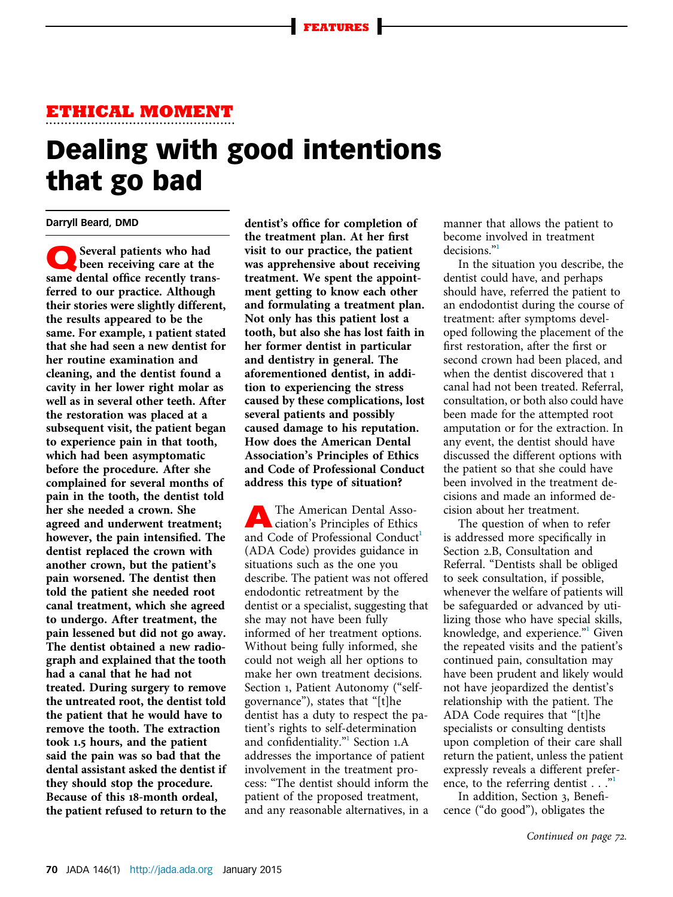ETHICAL MOMENT

# Dealing with good intentions that go bad

Darryll Beard, DMD

**Q Several patients who had been receiving care at the same dental office recently transferred to our practice. Although their stories were slightly different, the results appeared to be the same. For example, 1 patient stated that she had seen a new dentist for her routine examination and cleaning, and the dentist found a cavity in her lower right molar as well as in several other teeth. After the restoration was placed at a subsequent visit, the patient began to experience pain in that tooth, which had been asymptomatic before the procedure. After she complained for several months of pain in the tooth, the dentist told her she needed a crown. She agreed and underwent treatment; however, the pain intensified. The dentist replaced the crown with another crown, but the patient's pain worsened. The dentist then told the patient she needed root canal treatment, which she agreed to undergo. After treatment, the pain lessened but did not go away. The dentist obtained a new radiograph and explained that the tooth had a canal that he had not treated. During surgery to remove the untreated root, the dentist told the patient that he would have to remove the tooth. The extraction took 1.5 hours, and the patient said the pain was so bad that the dental assistant asked the dentist if they should stop the procedure. Because of this 18-month ordeal, the patient refused to return to the dentist's office for completion of the treatment plan. At her first visit to our practice, the patient was apprehensive about receiving treatment. We spent the appointment getting to know each other and formulating a treatment plan. Not only has this patient lost a tooth, but also she has lost faith in her former dentist in particular and dentistry in general. The aforementioned dentist, in addition to experiencing the stress caused by these complications, lost several patients and possibly caused damage to his reputation. How does the American Dental Association's Principles of Ethics and Code of Professional Conduct address this type of situation?**

A The American Dental Association's Principles of Ethics and Code of Professional Conduct[1] (ADA Code) provides guidance in situations such as the one you describe. The patient was not offered endodontic retreatment by the dentist or a specialist, suggesting that she may not have been fully informed of her treatment options. Without being fully informed, she could not weigh all her options to make her own treatment decisions. Section 1, Patient Autonomy ("self-governance"), states that "[t]he dentist has a duty to respect the patient's rights to self-determination and confidentiality."[1] Section 1.A addresses the importance of patient involvement in the treatment process: "The dentist should inform the patient of the proposed treatment, and any reasonable alternatives, in a manner that allows the patient to become involved in treatment decisions."[1]

In the situation you describe, the dentist could have, and perhaps should have, referred the patient to an endodontist during the course of treatment: after symptoms developed following the placement of the first restoration, after the first or second crown had been placed, and when the dentist discovered that 1 canal had not been treated. Referral, consultation, or both also could have been made for the attempted root amputation or for the extraction. In any event, the dentist should have discussed the different options with the patient so that she could have been involved in the treatment decisions and made an informed decision about her treatment.

The question of when to refer is addressed more specifically in Section 2.B, Consultation and Referral. "Dentists shall be obliged to seek consultation, if possible, whenever the welfare of patients will be safeguarded or advanced by utilizing those who have special skills, knowledge, and experience."[1] Given the repeated visits and the patient's continued pain, consultation may have been prudent and likely would not have jeopardized the dentist's relationship with the patient. The ADA Code requires that "[t]he specialists or consulting dentists upon completion of their care shall return the patient, unless the patient expressly reveals a different preference, to the referring dentist . . ."[1]

In addition, Section 3, Beneficence ("do good"), obligates the

*Continued on page 72.*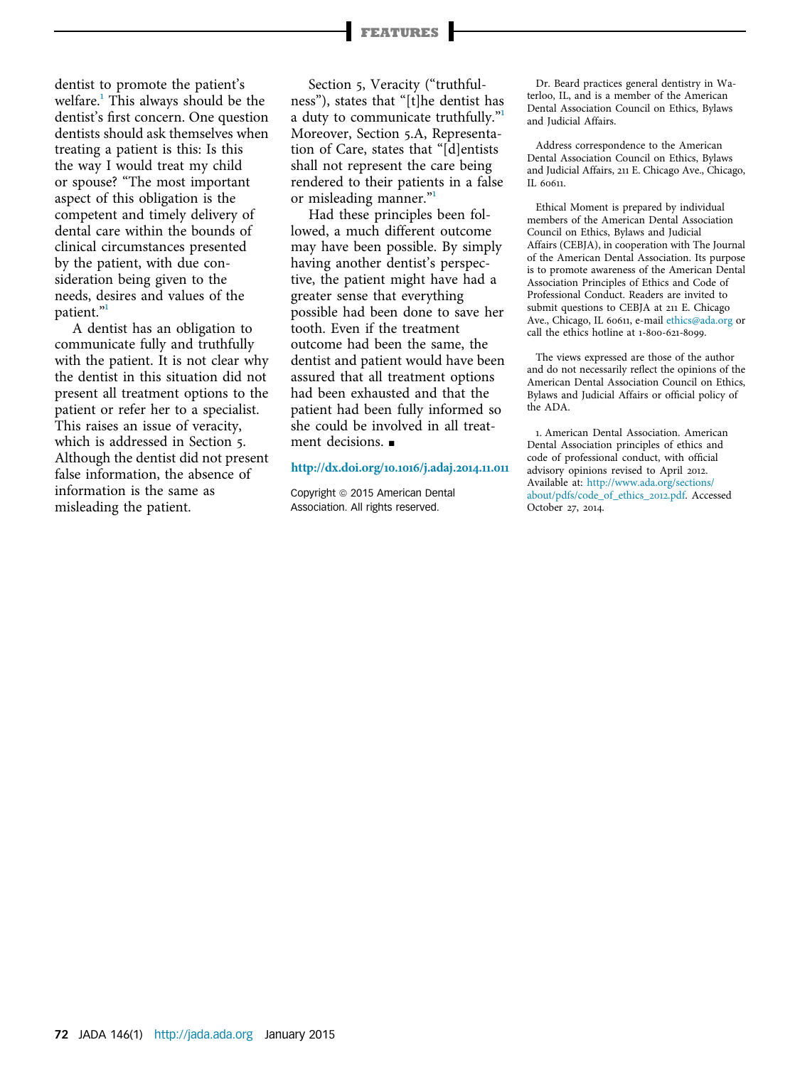dentist to promote the patient's welfare.[1] This always should be the dentist's first concern. One question dentists should ask themselves when treating a patient is this: Is this the way I would treat my child or spouse? "The most important aspect of this obligation is the competent and timely delivery of dental care within the bounds of clinical circumstances presented by the patient, with due consideration being given to the needs, desires and values of the patient."[1]

A dentist has an obligation to communicate fully and truthfully with the patient. It is not clear why the dentist in this situation did not present all treatment options to the patient or refer her to a specialist. This raises an issue of veracity, which is addressed in Section 5. Although the dentist did not present false information, the absence of information is the same as misleading the patient.

Section 5, Veracity ("truthfulness"), states that "[t]he dentist has a duty to communicate truthfully."[1] Moreover, Section 5.A, Representation of Care, states that "[d]entists shall not represent the care being rendered to their patients in a false or misleading manner."[1]

Had these principles been followed, a much different outcome may have been possible. By simply having another dentist's perspective, the patient might have had a greater sense that everything possible had been done to save her tooth. Even if the treatment outcome had been the same, the dentist and patient would have been assured that all treatment options had been exhausted and that the patient had been fully informed so she could be involved in all treatment decisions. ■

http://dx.doi.org/10.1016/j.adaj.2014.11.011

Copyright © 2015 American Dental Association. All rights reserved.

Dr. Beard practices general dentistry in Waterloo, IL, and is a member of the American Dental Association Council on Ethics, Bylaws and Judicial Affairs.

Address correspondence to the American Dental Association Council on Ethics, Bylaws and Judicial Affairs, 211 E. Chicago Ave., Chicago, IL 60611.

Ethical Moment is prepared by individual members of the American Dental Association Council on Ethics, Bylaws and Judicial Affairs (CEBJA), in cooperation with The Journal of the American Dental Association. Its purpose is to promote awareness of the American Dental Association Principles of Ethics and Code of Professional Conduct. Readers are invited to submit questions to CEBJA at 211 E. Chicago Ave., Chicago, IL 60611, e-mail ethics@ada.org or call the ethics hotline at 1-800-621-8099.

The views expressed are those of the author and do not necessarily reflect the opinions of the American Dental Association Council on Ethics, Bylaws and Judicial Affairs or official policy of the ADA.

1. American Dental Association. American Dental Association principles of ethics and code of professional conduct, with official advisory opinions revised to April 2012. Available at: http://www.ada.org/sections/about/pdfs/code_of_ethics_2012.pdf. Accessed October 27, 2014.